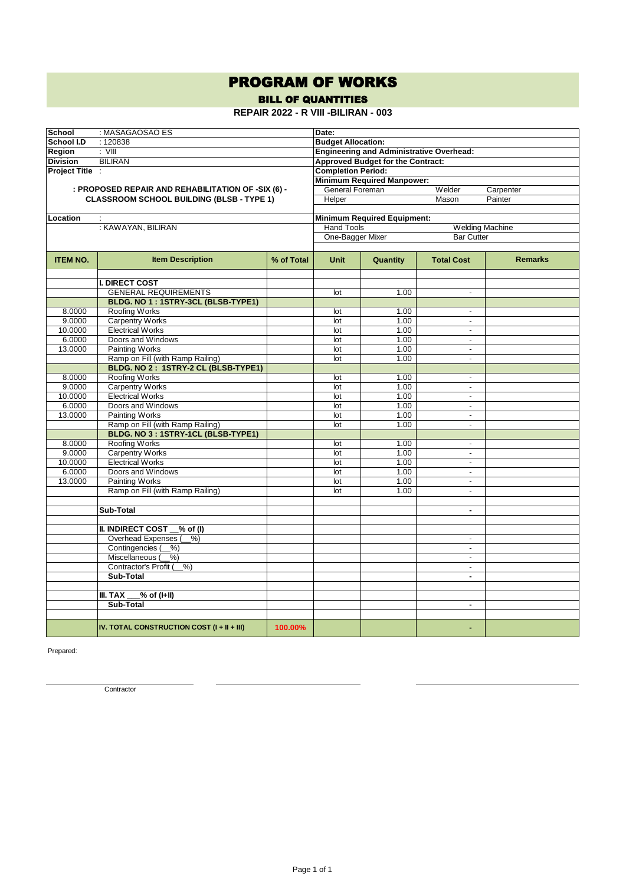# PROGRAM OF WORKS

## BILL OF QUANTITIES

### REPAIR 2022 - R VIII -BILIRAN - 003

| | | | |
|---|---|---|---|
| **School** | : MASAGAOSAO ES | **Date:** | |
| **School I.D** | : 120838 | **Budget Allocation:** | |
| **Region** | : VIII | **Engineering and Administrative Overhead:** | |
| **Division** | BILIRAN | **Approved Budget for the Contract:** | |
| **Project Title** | : | **Completion Period:** | |
| | | **Minimum Required Manpower:** | |
| | **: PROPOSED REPAIR AND REHABILITATION OF -SIX (6) - CLASSROOM SCHOOL BUILDING (BLSB - TYPE 1)** | General Foreman / Welder / Carpenter | |
| | | Helper / Mason / Painter | |
| **Location** | : | **Minimum Required Equipment:** | |
| | : KAWAYAN, BILIRAN | Hand Tools / Welding Machine | |
| | | One-Bagger Mixer / Bar Cutter | |

| ITEM NO. | Item Description | % of Total | Unit | Quantity | Total Cost | Remarks |
|---|---|---|---|---|---|---|
| | **I. DIRECT COST** | | | | | |
| | GENERAL REQUIREMENTS | | lot | 1.00 | - | |
| | **BLDG. NO 1 : 1STRY-3CL (BLSB-TYPE1)** | | | | | |
| 8.0000 | Roofing Works | | lot | 1.00 | - | |
| 9.0000 | Carpentry Works | | lot | 1.00 | - | |
| 10.0000 | Electrical Works | | lot | 1.00 | - | |
| 6.0000 | Doors and Windows | | lot | 1.00 | - | |
| 13.0000 | Painting Works | | lot | 1.00 | - | |
| | Ramp on Fill (with Ramp Railing) | | lot | 1.00 | - | |
| | **BLDG. NO 2 : 1STRY-2 CL (BLSB-TYPE1)** | | | | | |
| 8.0000 | Roofing Works | | lot | 1.00 | - | |
| 9.0000 | Carpentry Works | | lot | 1.00 | - | |
| 10.0000 | Electrical Works | | lot | 1.00 | - | |
| 6.0000 | Doors and Windows | | lot | 1.00 | - | |
| 13.0000 | Painting Works | | lot | 1.00 | - | |
| | Ramp on Fill (with Ramp Railing) | | lot | 1.00 | - | |
| | **BLDG. NO 3 : 1STRY-1CL (BLSB-TYPE1)** | | | | | |
| 8.0000 | Roofing Works | | lot | 1.00 | - | |
| 9.0000 | Carpentry Works | | lot | 1.00 | - | |
| 10.0000 | Electrical Works | | lot | 1.00 | - | |
| 6.0000 | Doors and Windows | | lot | 1.00 | - | |
| 13.0000 | Painting Works | | lot | 1.00 | - | |
| | Ramp on Fill (with Ramp Railing) | | lot | 1.00 | - | |
| | | | | | | |
| | **Sub-Total** | | | | - | |
| | | | | | | |
| | **II. INDIRECT COST __% of (I)** | | | | | |
| | Overhead Expenses (__%) | | | | - | |
| | Contingencies (__%) | | | | - | |
| | Miscellaneous (__%) | | | | - | |
| | Contractor's Profit (__%) | | | | - | |
| | **Sub-Total** | | | | - | |
| | | | | | | |
| | **III. TAX ___% of (I+II)** | | | | | |
| | **Sub-Total** | | | | - | |
| | | | | | | |
| | **IV. TOTAL CONSTRUCTION COST (I + II + III)** | 100.00% | | | - | |

Prepared:

Contractor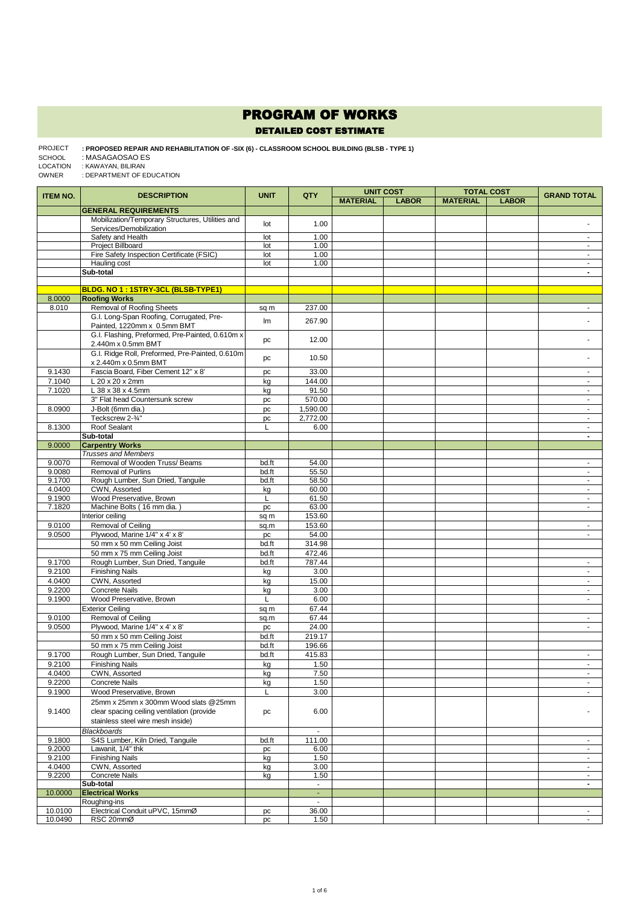# PROGRAM OF WORKS

## DETAILED COST ESTIMATE

PROJECT : PROPOSED REPAIR AND REHABILITATION OF -SIX (6) - CLASSROOM SCHOOL BUILDING (BLSB - TYPE 1)
SCHOOL : MASAGAOSAO ES
LOCATION : KAWAYAN, BILIRAN
OWNER : DEPARTMENT OF EDUCATION

| ITEM NO. | DESCRIPTION | UNIT | QTY | UNIT COST | | TOTAL COST | | GRAND TOTAL |
|---|---|---|---|---|---|---|---|---|
| | | | | MATERIAL | LABOR | MATERIAL | LABOR | |
| | **GENERAL REQUIREMENTS** | | | | | | | |
| | Mobilization/Temporary Structures, Utilities and Services/Demobilization | lot | 1.00 | | | | | - |
| | Safety and Health | lot | 1.00 | | | | | - |
| | Project Billboard | lot | 1.00 | | | | | - |
| | Fire Safety Inspection Certificate (FSIC) | lot | 1.00 | | | | | - |
| | Hauling cost | lot | 1.00 | | | | | - |
| | **Sub-total** | | | | | | | **-** |
| | | | | | | | | |
| | **BLDG. NO 1 : 1STRY-3CL (BLSB-TYPE1)** | | | | | | | |
| 8.0000 | **Roofing Works** | | | | | | | |
| 8.010 | Removal of Roofing Sheets | sq m | 237.00 | | | | | - |
| | G.I. Long-Span Roofing, Corrugated, Pre-Painted, 1220mm x 0.5mm BMT | lm | 267.90 | | | | | - |
| | G.I. Flashing, Preformed, Pre-Painted, 0.610m x 2.440m x 0.5mm BMT | pc | 12.00 | | | | | - |
| | G.I. Ridge Roll, Preformed, Pre-Painted, 0.610m x 2.440m x 0.5mm BMT | pc | 10.50 | | | | | - |
| 9.1430 | Fascia Board, Fiber Cement 12" x 8' | pc | 33.00 | | | | | - |
| 7.1040 | L 20 x 20 x 2mm | kg | 144.00 | | | | | - |
| 7.1020 | L 38 x 38 x 4.5mm | kg | 91.50 | | | | | - |
| | 3" Flat head Countersunk screw | pc | 570.00 | | | | | - |
| 8.0900 | J-Bolt (6mm dia.) | pc | 1,590.00 | | | | | - |
| | Teckscrew 2-¾" | pc | 2,772.00 | | | | | - |
| 8.1300 | Roof Sealant | L | 6.00 | | | | | - |
| | **Sub-total** | | | | | | | **-** |
| 9.0000 | **Carpentry Works** | | | | | | | |
| | *Trusses and Members* | | | | | | | |
| 9.0070 | Removal of Wooden Truss/ Beams | bd.ft | 54.00 | | | | | - |
| 9.0080 | Removal of Purlins | bd.ft | 55.50 | | | | | - |
| 9.1700 | Rough Lumber, Sun Dried, Tanguile | bd.ft | 58.50 | | | | | - |
| 4.0400 | CWN, Assorted | kg | 60.00 | | | | | - |
| 9.1900 | Wood Preservative, Brown | L | 61.50 | | | | | - |
| 7.1820 | Machine Bolts ( 16 mm dia. ) | pc | 63.00 | | | | | - |
| | Interior ceiling | sq m | 153.60 | | | | | |
| 9.0100 | Removal of Ceiling | sq.m | 153.60 | | | | | - |
| 9.0500 | Plywood, Marine 1/4" x 4' x 8' | pc | 54.00 | | | | | - |
| | 50 mm x 50 mm Ceiling Joist | bd.ft | 314.98 | | | | | |
| | 50 mm x 75 mm Ceiling Joist | bd.ft | 472.46 | | | | | |
| 9.1700 | Rough Lumber, Sun Dried, Tanguile | bd.ft | 787.44 | | | | | - |
| 9.2100 | Finishing Nails | kg | 3.00 | | | | | - |
| 4.0400 | CWN, Assorted | kg | 15.00 | | | | | - |
| 9.2200 | Concrete Nails | kg | 3.00 | | | | | - |
| 9.1900 | Wood Preservative, Brown | L | 6.00 | | | | | - |
| | Exterior Ceiling | sq m | 67.44 | | | | | |
| 9.0100 | Removal of Ceiling | sq.m | 67.44 | | | | | - |
| 9.0500 | Plywood, Marine 1/4" x 4' x 8' | pc | 24.00 | | | | | - |
| | 50 mm x 50 mm Ceiling Joist | bd.ft | 219.17 | | | | | |
| | 50 mm x 75 mm Ceiling Joist | bd.ft | 196.66 | | | | | |
| 9.1700 | Rough Lumber, Sun Dried, Tanguile | bd.ft | 415.83 | | | | | - |
| 9.2100 | Finishing Nails | kg | 1.50 | | | | | - |
| 4.0400 | CWN, Assorted | kg | 7.50 | | | | | - |
| 9.2200 | Concrete Nails | kg | 1.50 | | | | | - |
| 9.1900 | Wood Preservative, Brown | L | 3.00 | | | | | - |
| 9.1400 | 25mm x 25mm x 300mm Wood slats @25mm clear spacing ceiling ventilation (provide stainless steel wire mesh inside) | pc | 6.00 | | | | | - |
| | *Blackboards* | | - | | | | | |
| 9.1800 | S4S Lumber, Kiln Dried, Tanguile | bd.ft | 111.00 | | | | | - |
| 9.2000 | Lawanit, 1/4" thk | pc | 6.00 | | | | | - |
| 9.2100 | Finishing Nails | kg | 1.50 | | | | | - |
| 4.0400 | CWN, Assorted | kg | 3.00 | | | | | - |
| 9.2200 | Concrete Nails | kg | 1.50 | | | | | - |
| | **Sub-total** | | - | | | | | **-** |
| 10.0000 | **Electrical Works** | | - | | | | | |
| | Roughing-ins | | - | | | | | |
| 10.0100 | Electrical Conduit uPVC, 15mmØ | pc | 36.00 | | | | | - |
| 10.0490 | RSC 20mmØ | pc | 1.50 | | | | | - |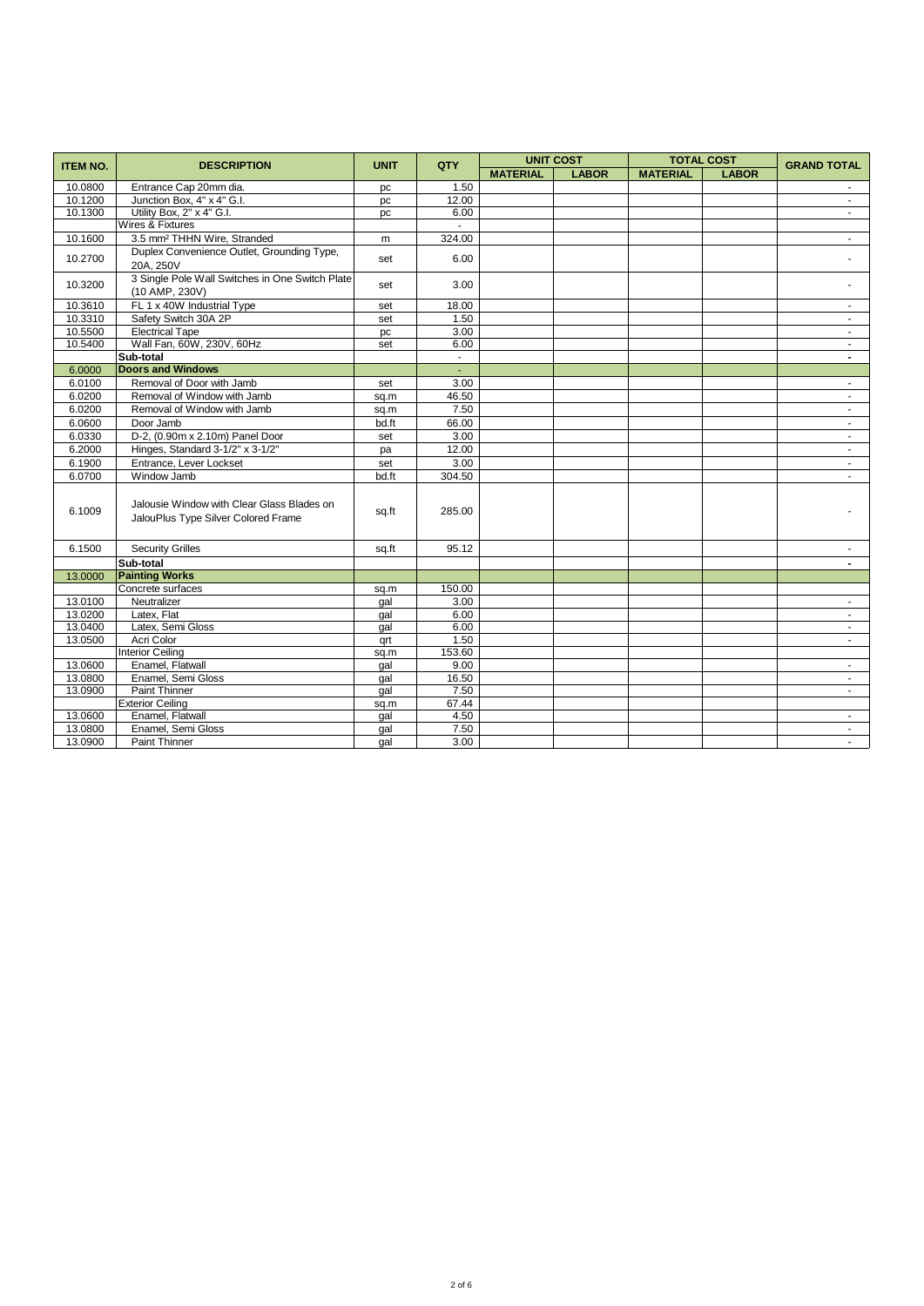| ITEM NO. | DESCRIPTION | UNIT | QTY | UNIT COST | | TOTAL COST | | GRAND TOTAL |
|---|---|---|---|---|---|---|---|---|
| | | | | MATERIAL | LABOR | MATERIAL | LABOR | |
| 10.0800 | Entrance Cap 20mm dia. | pc | 1.50 | | | | | - |
| 10.1200 | Junction Box, 4" x 4" G.I. | pc | 12.00 | | | | | - |
| 10.1300 | Utility Box, 2" x 4" G.I. | pc | 6.00 | | | | | - |
| | Wires & Fixtures | | - | | | | | |
| 10.1600 | 3.5 mm² THHN Wire, Stranded | m | 324.00 | | | | | - |
| 10.2700 | Duplex Convenience Outlet, Grounding Type, 20A, 250V | set | 6.00 | | | | | - |
| 10.3200 | 3 Single Pole Wall Switches in One Switch Plate (10 AMP, 230V) | set | 3.00 | | | | | - |
| 10.3610 | FL 1 x 40W Industrial Type | set | 18.00 | | | | | - |
| 10.3310 | Safety Switch 30A 2P | set | 1.50 | | | | | - |
| 10.5500 | Electrical Tape | pc | 3.00 | | | | | - |
| 10.5400 | Wall Fan, 60W, 230V, 60Hz | set | 6.00 | | | | | - |
| | **Sub-total** | | - | | | | | **-** |
| 6.0000 | **Doors and Windows** | | - | | | | | |
| 6.0100 | Removal of Door with Jamb | set | 3.00 | | | | | - |
| 6.0200 | Removal of Window with Jamb | sq.m | 46.50 | | | | | - |
| 6.0200 | Removal of Window with Jamb | sq.m | 7.50 | | | | | - |
| 6.0600 | Door Jamb | bd.ft | 66.00 | | | | | - |
| 6.0330 | D-2, (0.90m x 2.10m) Panel Door | set | 3.00 | | | | | - |
| 6.2000 | Hinges, Standard 3-1/2" x 3-1/2" | pa | 12.00 | | | | | - |
| 6.1900 | Entrance, Lever Lockset | set | 3.00 | | | | | - |
| 6.0700 | Window Jamb | bd.ft | 304.50 | | | | | - |
| 6.1009 | Jalousie Window with Clear Glass Blades on JalouPlus Type Silver Colored Frame | sq.ft | 285.00 | | | | | - |
| 6.1500 | Security Grilles | sq.ft | 95.12 | | | | | - |
| | **Sub-total** | | | | | | | **-** |
| 13.0000 | **Painting Works** | | | | | | | |
| | Concrete surfaces | sq.m | 150.00 | | | | | |
| 13.0100 | Neutralizer | gal | 3.00 | | | | | - |
| 13.0200 | Latex, Flat | gal | 6.00 | | | | | - |
| 13.0400 | Latex, Semi Gloss | gal | 6.00 | | | | | - |
| 13.0500 | Acri Color | qrt | 1.50 | | | | | - |
| | Interior Ceiling | sq.m | 153.60 | | | | | |
| 13.0600 | Enamel, Flatwall | gal | 9.00 | | | | | - |
| 13.0800 | Enamel, Semi Gloss | gal | 16.50 | | | | | - |
| 13.0900 | Paint Thinner | gal | 7.50 | | | | | - |
| | Exterior Ceiling | sq.m | 67.44 | | | | | |
| 13.0600 | Enamel, Flatwall | gal | 4.50 | | | | | - |
| 13.0800 | Enamel, Semi Gloss | gal | 7.50 | | | | | - |
| 13.0900 | Paint Thinner | gal | 3.00 | | | | | - |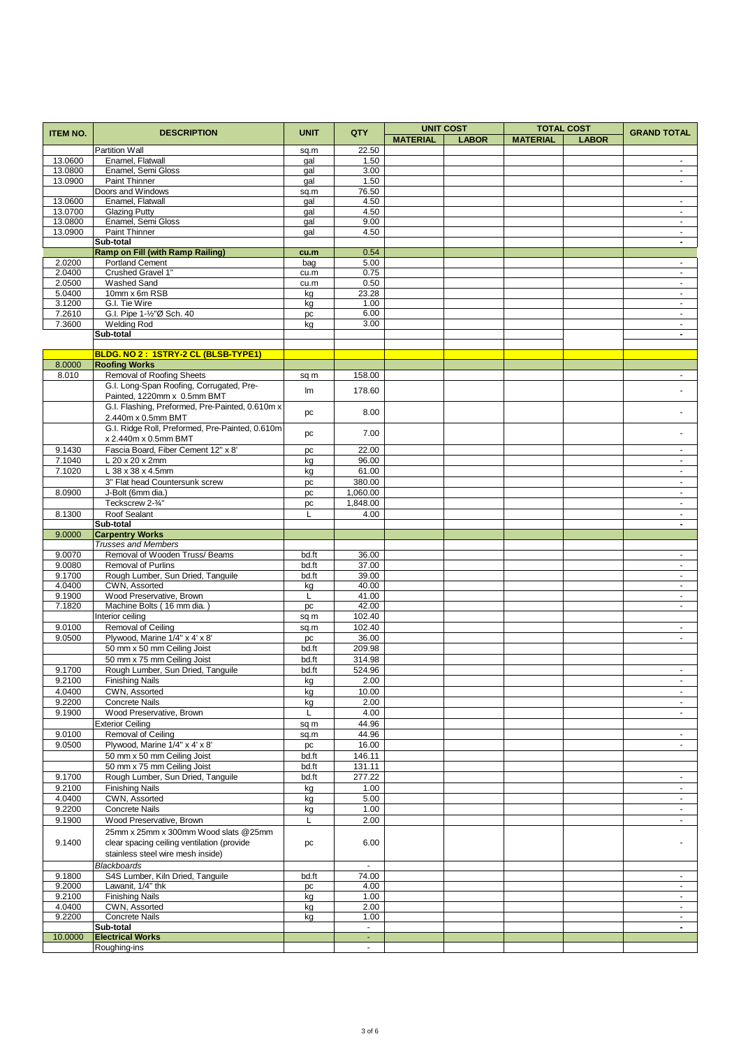| ITEM NO. | DESCRIPTION | UNIT | QTY | UNIT COST | | TOTAL COST | | GRAND TOTAL |
|---|---|---|---|---|---|---|---|---|
| | | | | MATERIAL | LABOR | MATERIAL | LABOR | |
| | Partition Wall | sq.m | 22.50 | | | | | |
| 13.0600 | Enamel, Flatwall | gal | 1.50 | | | | | - |
| 13.0800 | Enamel, Semi Gloss | gal | 3.00 | | | | | - |
| 13.0900 | Paint Thinner | gal | 1.50 | | | | | - |
| | Doors and Windows | sq.m | 76.50 | | | | | |
| 13.0600 | Enamel, Flatwall | gal | 4.50 | | | | | - |
| 13.0700 | Glazing Putty | gal | 4.50 | | | | | - |
| 13.0800 | Enamel, Semi Gloss | gal | 9.00 | | | | | - |
| 13.0900 | Paint Thinner | gal | 4.50 | | | | | - |
| | **Sub-total** | | | | | | | **-** |
| | **Ramp on Fill (with Ramp Railing)** | **cu.m** | **0.54** | | | | | |
| 2.0200 | Portland Cement | bag | 5.00 | | | | | - |
| 2.0400 | Crushed Gravel 1" | cu.m | 0.75 | | | | | - |
| 2.0500 | Washed Sand | cu.m | 0.50 | | | | | - |
| 5.0400 | 10mm x 6m RSB | kg | 23.28 | | | | | - |
| 3.1200 | G.I. Tie Wire | kg | 1.00 | | | | | - |
| 7.2610 | G.I. Pipe 1-½"Ø Sch. 40 | pc | 6.00 | | | | | - |
| 7.3600 | Welding Rod | kg | 3.00 | | | | | - |
| | **Sub-total** | | | | | | | **-** |
| | | | | | | | | |
| | **BLDG. NO 2 : 1STRY-2 CL (BLSB-TYPE1)** | | | | | | | |
| 8.0000 | **Roofing Works** | | | | | | | |
| 8.010 | Removal of Roofing Sheets | sq m | 158.00 | | | | | - |
| | G.I. Long-Span Roofing, Corrugated, Pre-Painted, 1220mm x 0.5mm BMT | lm | 178.60 | | | | | - |
| | G.I. Flashing, Preformed, Pre-Painted, 0.610m x 2.440m x 0.5mm BMT | pc | 8.00 | | | | | - |
| | G.I. Ridge Roll, Preformed, Pre-Painted, 0.610m x 2.440m x 0.5mm BMT | pc | 7.00 | | | | | - |
| 9.1430 | Fascia Board, Fiber Cement 12" x 8' | pc | 22.00 | | | | | - |
| 7.1040 | L 20 x 20 x 2mm | kg | 96.00 | | | | | - |
| 7.1020 | L 38 x 38 x 4.5mm | kg | 61.00 | | | | | - |
| | 3" Flat head Countersunk screw | pc | 380.00 | | | | | - |
| 8.0900 | J-Bolt (6mm dia.) | pc | 1,060.00 | | | | | - |
| | Teckscrew 2-¾" | pc | 1,848.00 | | | | | - |
| 8.1300 | Roof Sealant | L | 4.00 | | | | | - |
| | **Sub-total** | | | | | | | **-** |
| 9.0000 | **Carpentry Works** | | | | | | | |
| | *Trusses and Members* | | | | | | | |
| 9.0070 | Removal of Wooden Truss/ Beams | bd.ft | 36.00 | | | | | - |
| 9.0080 | Removal of Purlins | bd.ft | 37.00 | | | | | - |
| 9.1700 | Rough Lumber, Sun Dried, Tanguile | bd.ft | 39.00 | | | | | - |
| 4.0400 | CWN, Assorted | kg | 40.00 | | | | | - |
| 9.1900 | Wood Preservative, Brown | L | 41.00 | | | | | - |
| 7.1820 | Machine Bolts ( 16 mm dia. ) | pc | 42.00 | | | | | - |
| | Interior ceiling | sq m | 102.40 | | | | | |
| 9.0100 | Removal of Ceiling | sq.m | 102.40 | | | | | - |
| 9.0500 | Plywood, Marine 1/4" x 4' x 8' | pc | 36.00 | | | | | - |
| | 50 mm x 50 mm Ceiling Joist | bd.ft | 209.98 | | | | | |
| | 50 mm x 75 mm Ceiling Joist | bd.ft | 314.98 | | | | | |
| 9.1700 | Rough Lumber, Sun Dried, Tanguile | bd.ft | 524.96 | | | | | - |
| 9.2100 | Finishing Nails | kg | 2.00 | | | | | - |
| 4.0400 | CWN, Assorted | kg | 10.00 | | | | | - |
| 9.2200 | Concrete Nails | kg | 2.00 | | | | | - |
| 9.1900 | Wood Preservative, Brown | L | 4.00 | | | | | - |
| | Exterior Ceiling | sq m | 44.96 | | | | | |
| 9.0100 | Removal of Ceiling | sq.m | 44.96 | | | | | - |
| 9.0500 | Plywood, Marine 1/4" x 4' x 8' | pc | 16.00 | | | | | - |
| | 50 mm x 50 mm Ceiling Joist | bd.ft | 146.11 | | | | | |
| | 50 mm x 75 mm Ceiling Joist | bd.ft | 131.11 | | | | | |
| 9.1700 | Rough Lumber, Sun Dried, Tanguile | bd.ft | 277.22 | | | | | - |
| 9.2100 | Finishing Nails | kg | 1.00 | | | | | - |
| 4.0400 | CWN, Assorted | kg | 5.00 | | | | | - |
| 9.2200 | Concrete Nails | kg | 1.00 | | | | | - |
| 9.1900 | Wood Preservative, Brown | L | 2.00 | | | | | - |
| 9.1400 | 25mm x 25mm x 300mm Wood slats @25mm clear spacing ceiling ventilation (provide stainless steel wire mesh inside) | pc | 6.00 | | | | | - |
| | *Blackboards* | | - | | | | | |
| 9.1800 | S4S Lumber, Kiln Dried, Tanguile | bd.ft | 74.00 | | | | | - |
| 9.2000 | Lawanit, 1/4" thk | pc | 4.00 | | | | | - |
| 9.2100 | Finishing Nails | kg | 1.00 | | | | | - |
| 4.0400 | CWN, Assorted | kg | 2.00 | | | | | - |
| 9.2200 | Concrete Nails | kg | 1.00 | | | | | - |
| | **Sub-total** | | - | | | | | **-** |
| 10.0000 | **Electrical Works** | | - | | | | | |
| | Roughing-ins | | - | | | | | |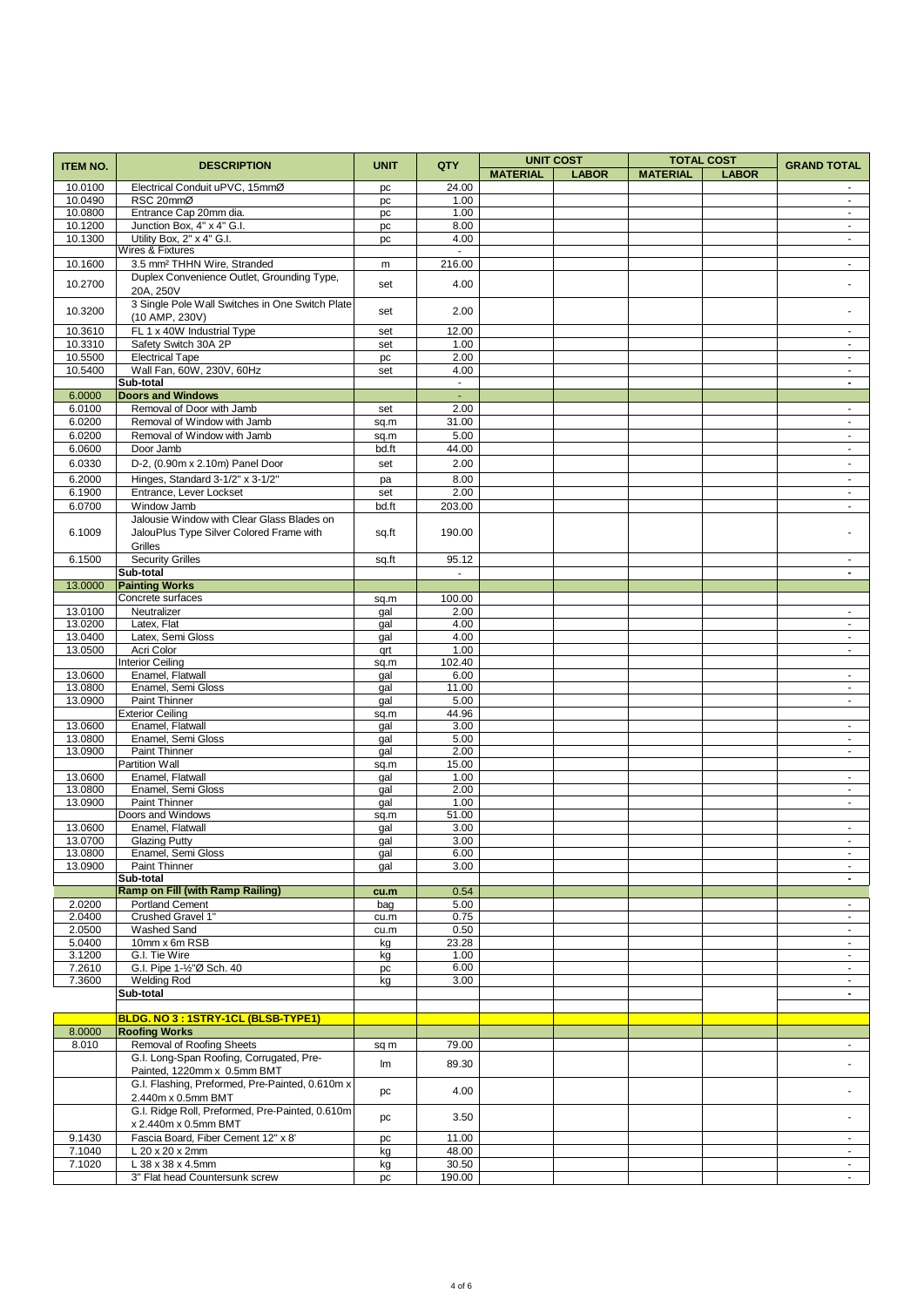| ITEM NO. | DESCRIPTION | UNIT | QTY | UNIT COST | | TOTAL COST | | GRAND TOTAL |
|---|---|---|---|---|---|---|---|---|
| | | | | MATERIAL | LABOR | MATERIAL | LABOR | |
| 10.0100 | Electrical Conduit uPVC, 15mmØ | pc | 24.00 | | | | | - |
| 10.0490 | RSC 20mmØ | pc | 1.00 | | | | | - |
| 10.0800 | Entrance Cap 20mm dia. | pc | 1.00 | | | | | - |
| 10.1200 | Junction Box, 4" x 4" G.I. | pc | 8.00 | | | | | - |
| 10.1300 | Utility Box, 2" x 4" G.I. | pc | 4.00 | | | | | - |
| | Wires & Fixtures | | - | | | | | |
| 10.1600 | 3.5 mm² THHN Wire, Stranded | m | 216.00 | | | | | - |
| 10.2700 | Duplex Convenience Outlet, Grounding Type, 20A, 250V | set | 4.00 | | | | | - |
| 10.3200 | 3 Single Pole Wall Switches in One Switch Plate (10 AMP, 230V) | set | 2.00 | | | | | - |
| 10.3610 | FL 1 x 40W Industrial Type | set | 12.00 | | | | | - |
| 10.3310 | Safety Switch 30A 2P | set | 1.00 | | | | | - |
| 10.5500 | Electrical Tape | pc | 2.00 | | | | | - |
| 10.5400 | Wall Fan, 60W, 230V, 60Hz | set | 4.00 | | | | | - |
| | **Sub-total** | | - | | | | | **-** |
| 6.0000 | **Doors and Windows** | | - | | | | | |
| 6.0100 | Removal of Door with Jamb | set | 2.00 | | | | | - |
| 6.0200 | Removal of Window with Jamb | sq.m | 31.00 | | | | | - |
| 6.0200 | Removal of Window with Jamb | sq.m | 5.00 | | | | | - |
| 6.0600 | Door Jamb | bd.ft | 44.00 | | | | | - |
| 6.0330 | D-2, (0.90m x 2.10m) Panel Door | set | 2.00 | | | | | - |
| 6.2000 | Hinges, Standard 3-1/2" x 3-1/2" | pa | 8.00 | | | | | - |
| 6.1900 | Entrance, Lever Lockset | set | 2.00 | | | | | - |
| 6.0700 | Window Jamb | bd.ft | 203.00 | | | | | - |
| 6.1009 | Jalousie Window with Clear Glass Blades on JalouPlus Type Silver Colored Frame with Grilles | sq.ft | 190.00 | | | | | - |
| 6.1500 | Security Grilles | sq.ft | 95.12 | | | | | - |
| | **Sub-total** | | - | | | | | **-** |
| 13.0000 | **Painting Works** | | | | | | | |
| | Concrete surfaces | sq.m | 100.00 | | | | | |
| 13.0100 | Neutralizer | gal | 2.00 | | | | | - |
| 13.0200 | Latex, Flat | gal | 4.00 | | | | | - |
| 13.0400 | Latex, Semi Gloss | gal | 4.00 | | | | | - |
| 13.0500 | Acri Color | qrt | 1.00 | | | | | - |
| | Interior Ceiling | sq.m | 102.40 | | | | | |
| 13.0600 | Enamel, Flatwall | gal | 6.00 | | | | | - |
| 13.0800 | Enamel, Semi Gloss | gal | 11.00 | | | | | - |
| 13.0900 | Paint Thinner | gal | 5.00 | | | | | - |
| | Exterior Ceiling | sq.m | 44.96 | | | | | |
| 13.0600 | Enamel, Flatwall | gal | 3.00 | | | | | - |
| 13.0800 | Enamel, Semi Gloss | gal | 5.00 | | | | | - |
| 13.0900 | Paint Thinner | gal | 2.00 | | | | | - |
| | Partition Wall | sq.m | 15.00 | | | | | |
| 13.0600 | Enamel, Flatwall | gal | 1.00 | | | | | - |
| 13.0800 | Enamel, Semi Gloss | gal | 2.00 | | | | | - |
| 13.0900 | Paint Thinner | gal | 1.00 | | | | | - |
| | Doors and Windows | sq.m | 51.00 | | | | | |
| 13.0600 | Enamel, Flatwall | gal | 3.00 | | | | | - |
| 13.0700 | Glazing Putty | gal | 3.00 | | | | | - |
| 13.0800 | Enamel, Semi Gloss | gal | 6.00 | | | | | - |
| 13.0900 | Paint Thinner | gal | 3.00 | | | | | - |
| | **Sub-total** | | | | | | | **-** |
| | **Ramp on Fill (with Ramp Railing)** | **cu.m** | 0.54 | | | | | |
| 2.0200 | Portland Cement | bag | 5.00 | | | | | - |
| 2.0400 | Crushed Gravel 1" | cu.m | 0.75 | | | | | - |
| 2.0500 | Washed Sand | cu.m | 0.50 | | | | | - |
| 5.0400 | 10mm x 6m RSB | kg | 23.28 | | | | | - |
| 3.1200 | G.I. Tie Wire | kg | 1.00 | | | | | - |
| 7.2610 | G.I. Pipe 1-½"Ø Sch. 40 | pc | 6.00 | | | | | - |
| 7.3600 | Welding Rod | kg | 3.00 | | | | | - |
| | **Sub-total** | | | | | | | **-** |
| | | | | | | | | |
| | **BLDG. NO 3 : 1STRY-1CL (BLSB-TYPE1)** | | | | | | | |
| 8.0000 | **Roofing Works** | | | | | | | |
| 8.010 | Removal of Roofing Sheets | sq m | 79.00 | | | | | - |
| | G.I. Long-Span Roofing, Corrugated, Pre-Painted, 1220mm x 0.5mm BMT | lm | 89.30 | | | | | - |
| | G.I. Flashing, Preformed, Pre-Painted, 0.610m x 2.440m x 0.5mm BMT | pc | 4.00 | | | | | - |
| | G.I. Ridge Roll, Preformed, Pre-Painted, 0.610m x 2.440m x 0.5mm BMT | pc | 3.50 | | | | | - |
| 9.1430 | Fascia Board, Fiber Cement 12" x 8' | pc | 11.00 | | | | | - |
| 7.1040 | L 20 x 20 x 2mm | kg | 48.00 | | | | | - |
| 7.1020 | L 38 x 38 x 4.5mm | kg | 30.50 | | | | | - |
| | 3" Flat head Countersunk screw | pc | 190.00 | | | | | - |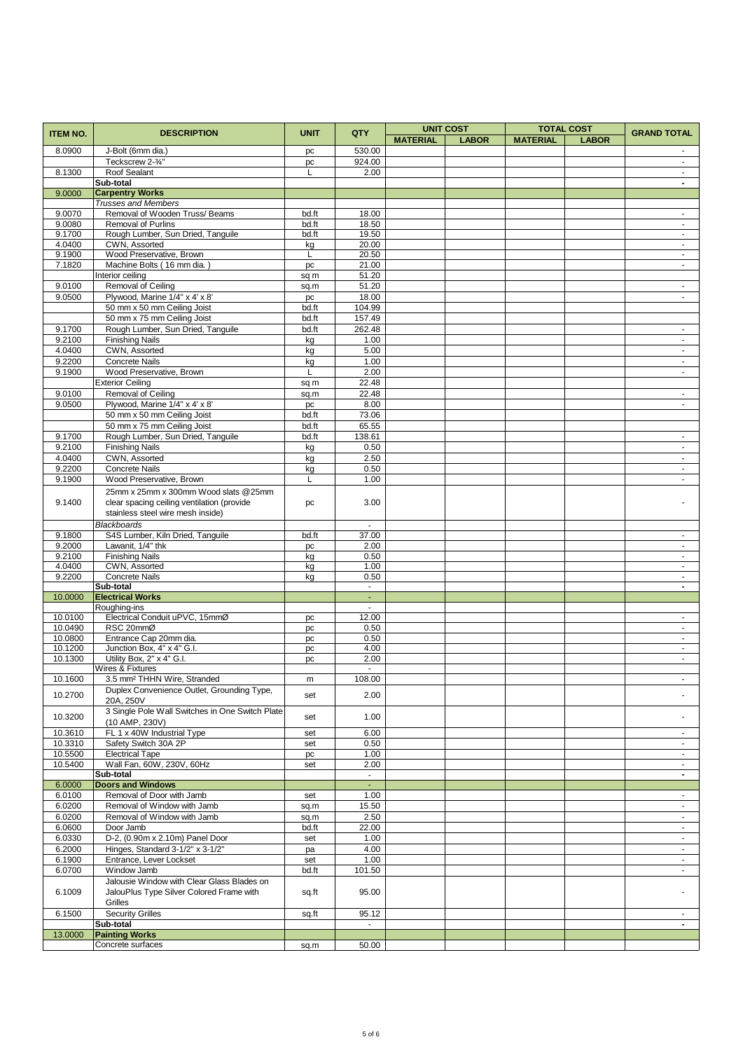| ITEM NO. | DESCRIPTION | UNIT | QTY | UNIT COST | | TOTAL COST | | GRAND TOTAL |
|---|---|---|---|---|---|---|---|---|
| | | | | MATERIAL | LABOR | MATERIAL | LABOR | |
| 8.0900 | J-Bolt (6mm dia.) | pc | 530.00 | | | | | - |
| | Teckscrew 2-¾" | pc | 924.00 | | | | | - |
| 8.1300 | Roof Sealant | L | 2.00 | | | | | - |
| | **Sub-total** | | | | | | | **-** |
| 9.0000 | **Carpentry Works** | | | | | | | |
| | *Trusses and Members* | | | | | | | |
| 9.0070 | Removal of Wooden Truss/ Beams | bd.ft | 18.00 | | | | | - |
| 9.0080 | Removal of Purlins | bd.ft | 18.50 | | | | | - |
| 9.1700 | Rough Lumber, Sun Dried, Tanguile | bd.ft | 19.50 | | | | | - |
| 4.0400 | CWN, Assorted | kg | 20.00 | | | | | - |
| 9.1900 | Wood Preservative, Brown | L | 20.50 | | | | | - |
| 7.1820 | Machine Bolts ( 16 mm dia. ) | pc | 21.00 | | | | | - |
| | Interior ceiling | sq m | 51.20 | | | | | |
| 9.0100 | Removal of Ceiling | sq.m | 51.20 | | | | | - |
| 9.0500 | Plywood, Marine 1/4" x 4' x 8' | pc | 18.00 | | | | | - |
| | 50 mm x 50 mm Ceiling Joist | bd.ft | 104.99 | | | | | |
| | 50 mm x 75 mm Ceiling Joist | bd.ft | 157.49 | | | | | |
| 9.1700 | Rough Lumber, Sun Dried, Tanguile | bd.ft | 262.48 | | | | | - |
| 9.2100 | Finishing Nails | kg | 1.00 | | | | | - |
| 4.0400 | CWN, Assorted | kg | 5.00 | | | | | - |
| 9.2200 | Concrete Nails | kg | 1.00 | | | | | - |
| 9.1900 | Wood Preservative, Brown | L | 2.00 | | | | | - |
| | Exterior Ceiling | sq m | 22.48 | | | | | |
| 9.0100 | Removal of Ceiling | sq.m | 22.48 | | | | | - |
| 9.0500 | Plywood, Marine 1/4" x 4' x 8' | pc | 8.00 | | | | | - |
| | 50 mm x 50 mm Ceiling Joist | bd.ft | 73.06 | | | | | |
| | 50 mm x 75 mm Ceiling Joist | bd.ft | 65.55 | | | | | |
| 9.1700 | Rough Lumber, Sun Dried, Tanguile | bd.ft | 138.61 | | | | | - |
| 9.2100 | Finishing Nails | kg | 0.50 | | | | | - |
| 4.0400 | CWN, Assorted | kg | 2.50 | | | | | - |
| 9.2200 | Concrete Nails | kg | 0.50 | | | | | - |
| 9.1900 | Wood Preservative, Brown | L | 1.00 | | | | | - |
| 9.1400 | 25mm x 25mm x 300mm Wood slats @25mm clear spacing ceiling ventilation (provide stainless steel wire mesh inside) | pc | 3.00 | | | | | - |
| | *Blackboards* | | - | | | | | |
| 9.1800 | S4S Lumber, Kiln Dried, Tanguile | bd.ft | 37.00 | | | | | - |
| 9.2000 | Lawanit, 1/4" thk | pc | 2.00 | | | | | - |
| 9.2100 | Finishing Nails | kg | 0.50 | | | | | - |
| 4.0400 | CWN, Assorted | kg | 1.00 | | | | | - |
| 9.2200 | Concrete Nails | kg | 0.50 | | | | | - |
| | **Sub-total** | | - | | | | | **-** |
| 10.0000 | **Electrical Works** | | - | | | | | |
| | Roughing-ins | | - | | | | | |
| 10.0100 | Electrical Conduit uPVC, 15mmØ | pc | 12.00 | | | | | - |
| 10.0490 | RSC 20mmØ | pc | 0.50 | | | | | - |
| 10.0800 | Entrance Cap 20mm dia. | pc | 0.50 | | | | | - |
| 10.1200 | Junction Box, 4" x 4" G.I. | pc | 4.00 | | | | | - |
| 10.1300 | Utility Box, 2" x 4" G.I. | pc | 2.00 | | | | | - |
| | Wires & Fixtures | | - | | | | | |
| 10.1600 | 3.5 mm² THHN Wire, Stranded | m | 108.00 | | | | | - |
| 10.2700 | Duplex Convenience Outlet, Grounding Type, 20A, 250V | set | 2.00 | | | | | - |
| 10.3200 | 3 Single Pole Wall Switches in One Switch Plate (10 AMP, 230V) | set | 1.00 | | | | | - |
| 10.3610 | FL 1 x 40W Industrial Type | set | 6.00 | | | | | - |
| 10.3310 | Safety Switch 30A 2P | set | 0.50 | | | | | - |
| 10.5500 | Electrical Tape | pc | 1.00 | | | | | - |
| 10.5400 | Wall Fan, 60W, 230V, 60Hz | set | 2.00 | | | | | - |
| | **Sub-total** | | - | | | | | **-** |
| 6.0000 | **Doors and Windows** | | - | | | | | |
| 6.0100 | Removal of Door with Jamb | set | 1.00 | | | | | - |
| 6.0200 | Removal of Window with Jamb | sq.m | 15.50 | | | | | - |
| 6.0200 | Removal of Window with Jamb | sq.m | 2.50 | | | | | - |
| 6.0600 | Door Jamb | bd.ft | 22.00 | | | | | - |
| 6.0330 | D-2, (0.90m x 2.10m) Panel Door | set | 1.00 | | | | | - |
| 6.2000 | Hinges, Standard 3-1/2" x 3-1/2" | pa | 4.00 | | | | | - |
| 6.1900 | Entrance, Lever Lockset | set | 1.00 | | | | | - |
| 6.0700 | Window Jamb | bd.ft | 101.50 | | | | | - |
| 6.1009 | Jalousie Window with Clear Glass Blades on JalouPlus Type Silver Colored Frame with Grilles | sq.ft | 95.00 | | | | | - |
| 6.1500 | Security Grilles | sq.ft | 95.12 | | | | | - |
| | **Sub-total** | | - | | | | | **-** |
| 13.0000 | **Painting Works** | | | | | | | |
| | Concrete surfaces | sq.m | 50.00 | | | | | |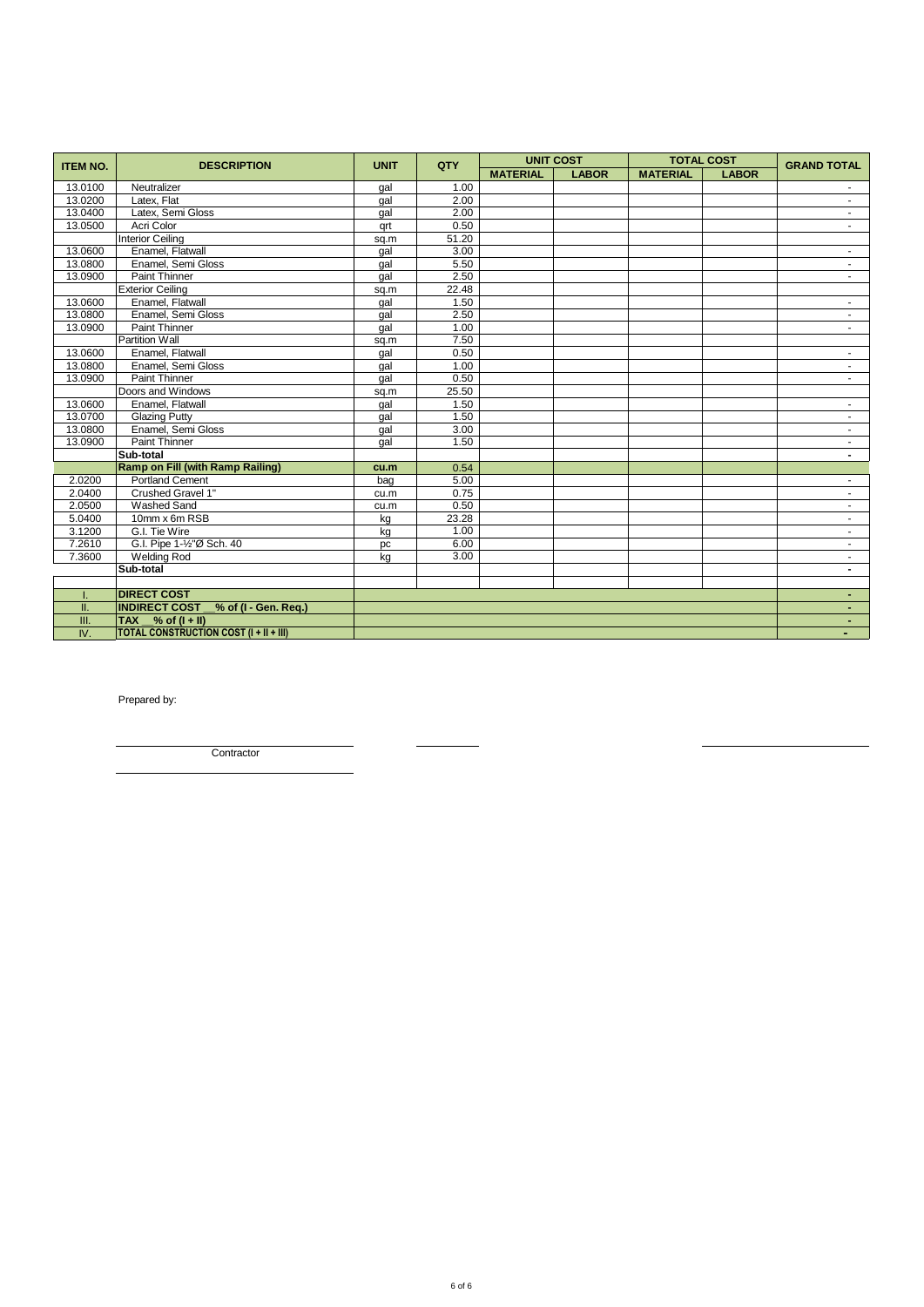| ITEM NO. | DESCRIPTION | UNIT | QTY | UNIT COST | | TOTAL COST | | GRAND TOTAL |
|---|---|---|---|---|---|---|---|---|
| | | | | MATERIAL | LABOR | MATERIAL | LABOR | |
| 13.0100 | Neutralizer | gal | 1.00 | | | | | - |
| 13.0200 | Latex, Flat | gal | 2.00 | | | | | - |
| 13.0400 | Latex, Semi Gloss | gal | 2.00 | | | | | - |
| 13.0500 | Acri Color | qrt | 0.50 | | | | | - |
| | Interior Ceiling | sq.m | 51.20 | | | | | |
| 13.0600 | Enamel, Flatwall | gal | 3.00 | | | | | - |
| 13.0800 | Enamel, Semi Gloss | gal | 5.50 | | | | | - |
| 13.0900 | Paint Thinner | gal | 2.50 | | | | | - |
| | Exterior Ceiling | sq.m | 22.48 | | | | | |
| 13.0600 | Enamel, Flatwall | gal | 1.50 | | | | | - |
| 13.0800 | Enamel, Semi Gloss | gal | 2.50 | | | | | - |
| 13.0900 | Paint Thinner | gal | 1.00 | | | | | - |
| | Partition Wall | sq.m | 7.50 | | | | | |
| 13.0600 | Enamel, Flatwall | gal | 0.50 | | | | | - |
| 13.0800 | Enamel, Semi Gloss | gal | 1.00 | | | | | - |
| 13.0900 | Paint Thinner | gal | 0.50 | | | | | - |
| | Doors and Windows | sq.m | 25.50 | | | | | |
| 13.0600 | Enamel, Flatwall | gal | 1.50 | | | | | - |
| 13.0700 | Glazing Putty | gal | 1.50 | | | | | - |
| 13.0800 | Enamel, Semi Gloss | gal | 3.00 | | | | | - |
| 13.0900 | Paint Thinner | gal | 1.50 | | | | | - |
| | **Sub-total** | | | | | | | **-** |
| | **Ramp on Fill (with Ramp Railing)** | **cu.m** | 0.54 | | | | | |
| 2.0200 | Portland Cement | bag | 5.00 | | | | | - |
| 2.0400 | Crushed Gravel 1" | cu.m | 0.75 | | | | | - |
| 2.0500 | Washed Sand | cu.m | 0.50 | | | | | - |
| 5.0400 | 10mm x 6m RSB | kg | 23.28 | | | | | - |
| 3.1200 | G.I. Tie Wire | kg | 1.00 | | | | | - |
| 7.2610 | G.I. Pipe 1-½"Ø Sch. 40 | pc | 6.00 | | | | | - |
| 7.3600 | Welding Rod | kg | 3.00 | | | | | - |
| | **Sub-total** | | | | | | | **-** |
| | | | | | | | | |
| I. | **DIRECT COST** | | | | | | | **-** |
| II. | **INDIRECT COST __% of (I - Gen. Req.)** | | | | | | | **-** |
| III. | **TAX __% of (I + II)** | | | | | | | **-** |
| IV. | **TOTAL CONSTRUCTION COST (I + II + III)** | | | | | | | **-** |

Prepared by:

_______________________________ &nbsp;&nbsp;&nbsp; __________ &nbsp;&nbsp;&nbsp; _______________________

Contractor

_______________________________